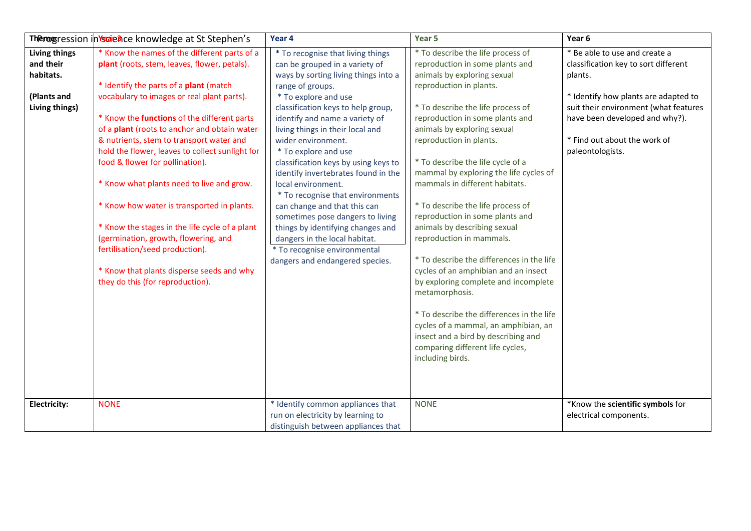# Progression in science knowledge at St Stephen's

| Theme | Year 3 | Year 4 | Year 5 | Year 6 |
|---|---|---|---|---|
| **Living things and their habitats.**<br><br>**(Plants and Living things)** | * Know the names of the different parts of a **plant** (roots, stem, leaves, flower, petals).<br><br>* Identify the parts of a **plant** (match vocabulary to images or real plant parts).<br><br>* Know the **functions** of the different parts of a **plant** (roots to anchor and obtain water & nutrients, stem to transport water and hold the flower, leaves to collect sunlight for food & flower for pollination).<br><br>* Know what plants need to live and grow.<br><br>* Know how water is transported in plants.<br><br>* Know the stages in the life cycle of a plant (germination, growth, flowering, and fertilisation/seed production).<br><br>* Know that plants disperse seeds and why they do this (for reproduction). | * To recognise that living things can be grouped in a variety of ways by sorting living things into a range of groups.<br>* To explore and use classification keys to help group, identify and name a variety of living things in their local and wider environment.<br>* To explore and use classification keys by using keys to identify invertebrates found in the local environment.<br>* To recognise that environments can change and that this can sometimes pose dangers to living things by identifying changes and dangers in the local habitat.<br>* To recognise environmental dangers and endangered species. | * To describe the life process of reproduction in some plants and animals by exploring sexual reproduction in plants.<br><br>* To describe the life process of reproduction in some plants and animals by exploring sexual reproduction in plants.<br><br>* To describe the life cycle of a mammal by exploring the life cycles of mammals in different habitats.<br><br>* To describe the life process of reproduction in some plants and animals by describing sexual reproduction in mammals.<br><br>* To describe the differences in the life cycles of an amphibian and an insect by exploring complete and incomplete metamorphosis.<br><br>* To describe the differences in the life cycles of a mammal, an amphibian, an insect and a bird by describing and comparing different life cycles, including birds. | * Be able to use and create a classification key to sort different plants.<br><br>* Identify how plants are adapted to suit their environment (what features have been developed and why?).<br><br>* Find out about the work of paleontologists. |
| **Electricity:** | NONE | * Identify common appliances that run on electricity by learning to distinguish between appliances that | NONE | *Know the **scientific symbols** for electrical components. |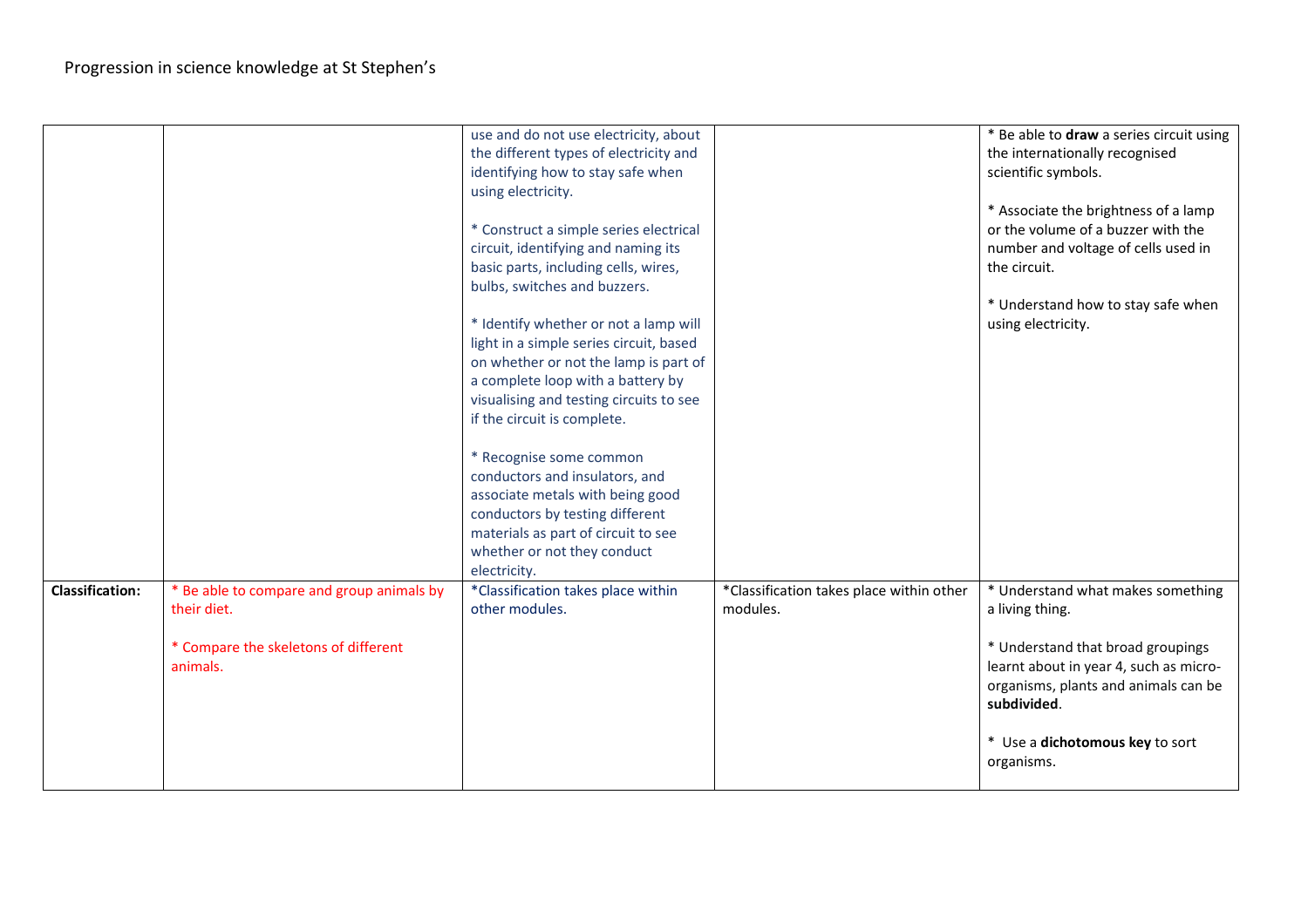Progression in science knowledge at St Stephen's

| | | | | |
|---|---|---|---|---|
| | | use and do not use electricity, about the different types of electricity and identifying how to stay safe when using electricity.<br><br>* Construct a simple series electrical circuit, identifying and naming its basic parts, including cells, wires, bulbs, switches and buzzers.<br><br>* Identify whether or not a lamp will light in a simple series circuit, based on whether or not the lamp is part of a complete loop with a battery by visualising and testing circuits to see if the circuit is complete.<br><br>* Recognise some common conductors and insulators, and associate metals with being good conductors by testing different materials as part of circuit to see whether or not they conduct electricity. | | * Be able to **draw** a series circuit using the internationally recognised scientific symbols.<br><br>* Associate the brightness of a lamp or the volume of a buzzer with the number and voltage of cells used in the circuit.<br><br>* Understand how to stay safe when using electricity. |
| **Classification:** | * Be able to compare and group animals by their diet.<br><br>* Compare the skeletons of different animals. | *Classification takes place within other modules. | *Classification takes place within other modules. | * Understand what makes something a living thing.<br><br>* Understand that broad groupings learnt about in year 4, such as micro-organisms, plants and animals can be **subdivided**.<br><br>* Use a **dichotomous key** to sort organisms. |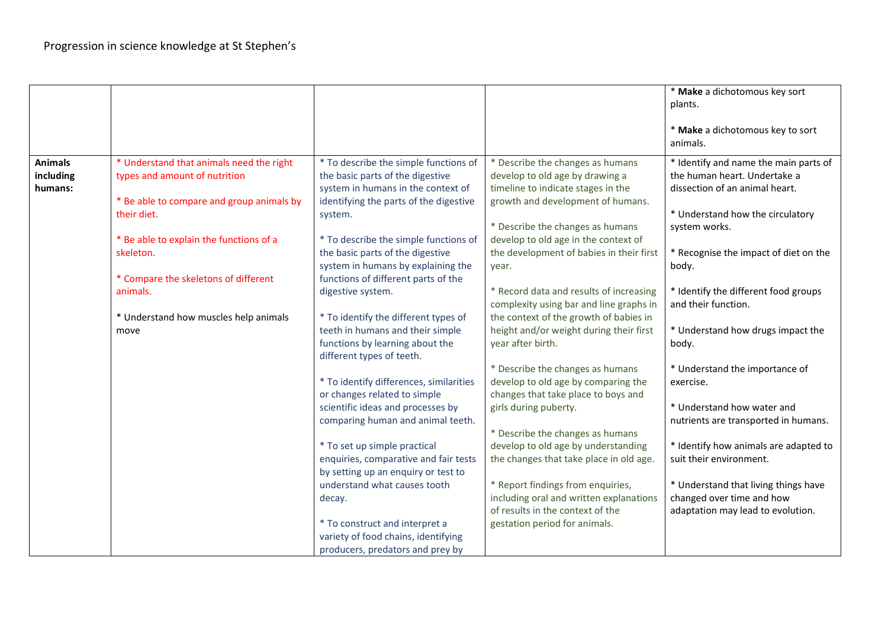Progression in science knowledge at St Stephen's

| | | | | |
|---|---|---|---|---|
| | | | | * **Make** a dichotomous key sort plants.<br><br>* **Make** a dichotomous key to sort animals. |
| **Animals including humans:** | * Understand that animals need the right types and amount of nutrition<br><br>* Be able to compare and group animals by their diet.<br><br>* Be able to explain the functions of a skeleton.<br><br>* Compare the skeletons of different animals.<br><br>* Understand how muscles help animals move | * To describe the simple functions of the basic parts of the digestive system in humans in the context of identifying the parts of the digestive system.<br><br>* To describe the simple functions of the basic parts of the digestive system in humans by explaining the functions of different parts of the digestive system.<br><br>* To identify the different types of teeth in humans and their simple functions by learning about the different types of teeth.<br><br>* To identify differences, similarities or changes related to simple scientific ideas and processes by comparing human and animal teeth.<br><br>* To set up simple practical enquiries, comparative and fair tests by setting up an enquiry or test to understand what causes tooth decay.<br><br>* To construct and interpret a variety of food chains, identifying producers, predators and prey by | * Describe the changes as humans develop to old age by drawing a timeline to indicate stages in the growth and development of humans.<br><br>* Describe the changes as humans develop to old age in the context of the development of babies in their first year.<br><br>* Record data and results of increasing complexity using bar and line graphs in the context of the growth of babies in height and/or weight during their first year after birth.<br><br>* Describe the changes as humans develop to old age by comparing the changes that take place to boys and girls during puberty.<br><br>* Describe the changes as humans develop to old age by understanding the changes that take place in old age.<br><br>* Report findings from enquiries, including oral and written explanations of results in the context of the gestation period for animals. | * Identify and name the main parts of the human heart. Undertake a dissection of an animal heart.<br><br>* Understand how the circulatory system works.<br><br>* Recognise the impact of diet on the body.<br><br>* Identify the different food groups and their function.<br><br>* Understand how drugs impact the body.<br><br>* Understand the importance of exercise.<br><br>* Understand how water and nutrients are transported in humans.<br><br>* Identify how animals are adapted to suit their environment.<br><br>* Understand that living things have changed over time and how adaptation may lead to evolution. |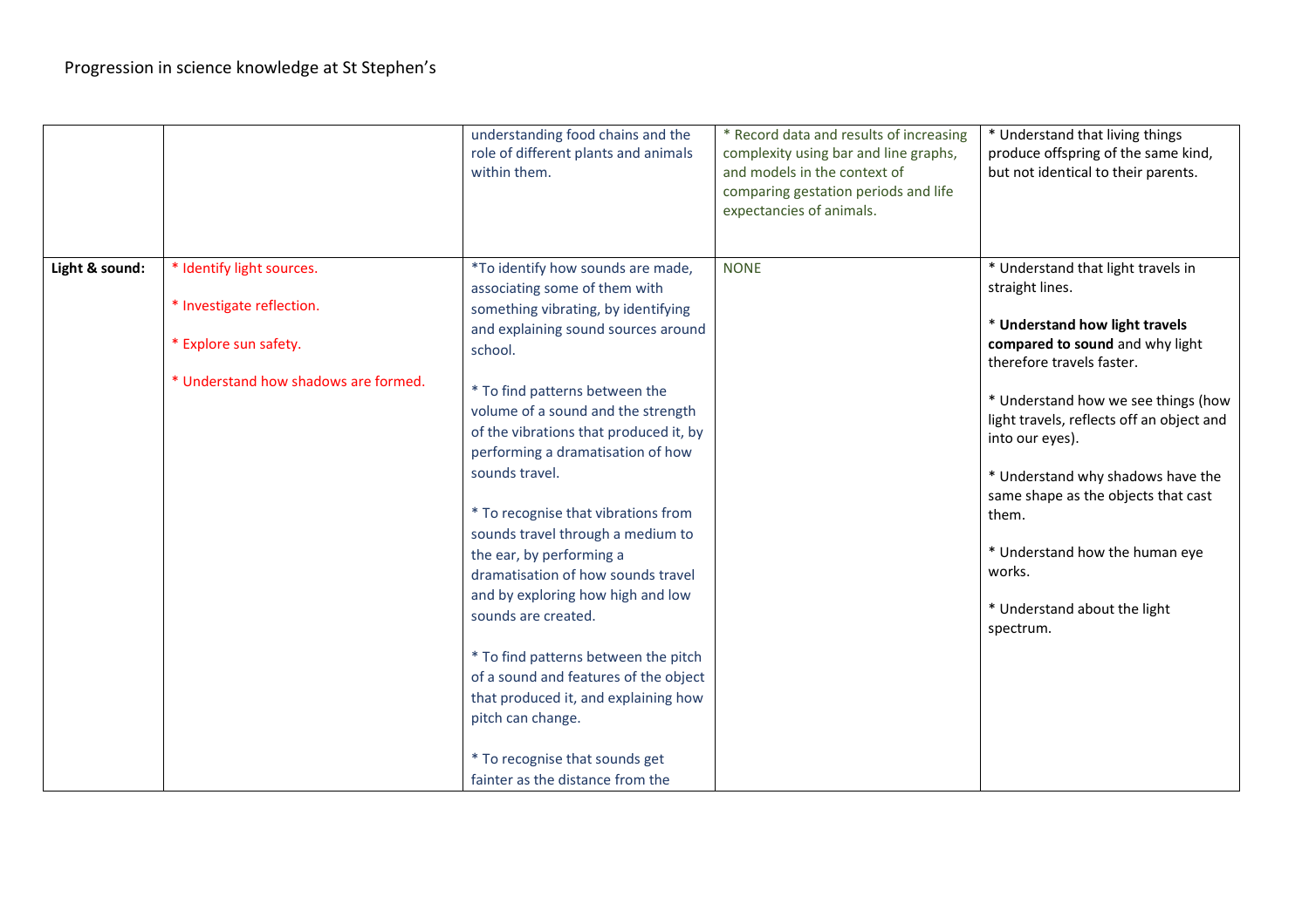Progression in science knowledge at St Stephen's

| | | | | |
|---|---|---|---|---|
| | | understanding food chains and the role of different plants and animals within them. | * Record data and results of increasing complexity using bar and line graphs, and models in the context of comparing gestation periods and life expectancies of animals. | * Understand that living things produce offspring of the same kind, but not identical to their parents. |
| **Light & sound:** | * Identify light sources.<br><br>* Investigate reflection.<br><br>* Explore sun safety.<br><br>* Understand how shadows are formed. | *To identify how sounds are made, associating some of them with something vibrating, by identifying and explaining sound sources around school.<br><br>* To find patterns between the volume of a sound and the strength of the vibrations that produced it, by performing a dramatisation of how sounds travel.<br><br>* To recognise that vibrations from sounds travel through a medium to the ear, by performing a dramatisation of how sounds travel and by exploring how high and low sounds are created.<br><br>* To find patterns between the pitch of a sound and features of the object that produced it, and explaining how pitch can change.<br><br>* To recognise that sounds get fainter as the distance from the | NONE | * Understand that light travels in straight lines.<br><br>* **Understand how light travels compared to sound** and why light therefore travels faster.<br><br>* Understand how we see things (how light travels, reflects off an object and into our eyes).<br><br>* Understand why shadows have the same shape as the objects that cast them.<br><br>* Understand how the human eye works.<br><br>* Understand about the light spectrum. |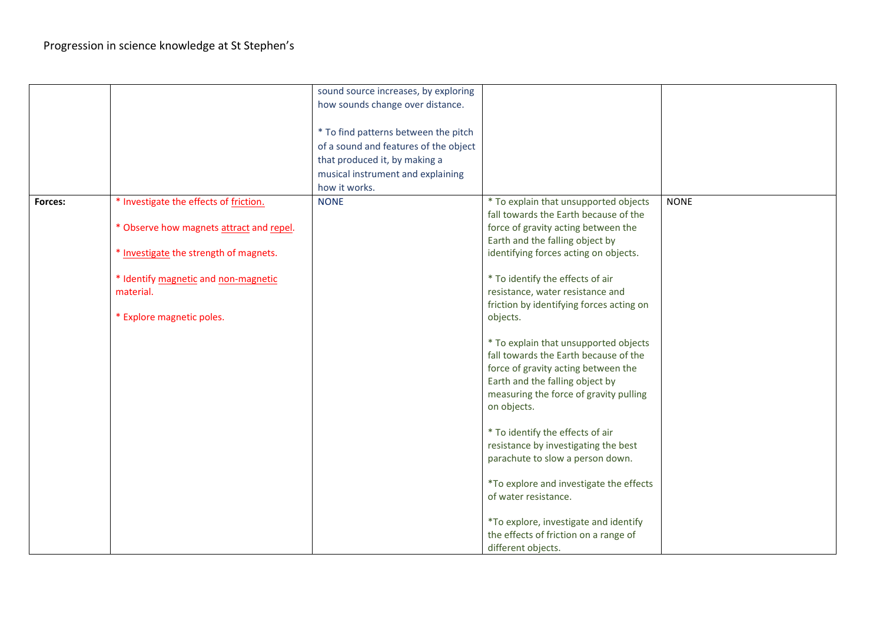Progression in science knowledge at St Stephen's

| | | | | |
|---|---|---|---|---|
| | | sound source increases, by exploring how sounds change over distance.<br><br>* To find patterns between the pitch of a sound and features of the object that produced it, by making a musical instrument and explaining how it works. | | |
| **Forces:** | * Investigate the effects of friction.<br><br>* Observe how magnets attract and repel.<br><br>* Investigate the strength of magnets.<br><br>* Identify magnetic and non-magnetic material.<br><br>* Explore magnetic poles. | NONE | * To explain that unsupported objects fall towards the Earth because of the force of gravity acting between the Earth and the falling object by identifying forces acting on objects.<br><br>* To identify the effects of air resistance, water resistance and friction by identifying forces acting on objects.<br><br>* To explain that unsupported objects fall towards the Earth because of the force of gravity acting between the Earth and the falling object by measuring the force of gravity pulling on objects.<br><br>* To identify the effects of air resistance by investigating the best parachute to slow a person down.<br><br>*To explore and investigate the effects of water resistance.<br><br>*To explore, investigate and identify the effects of friction on a range of different objects. | NONE |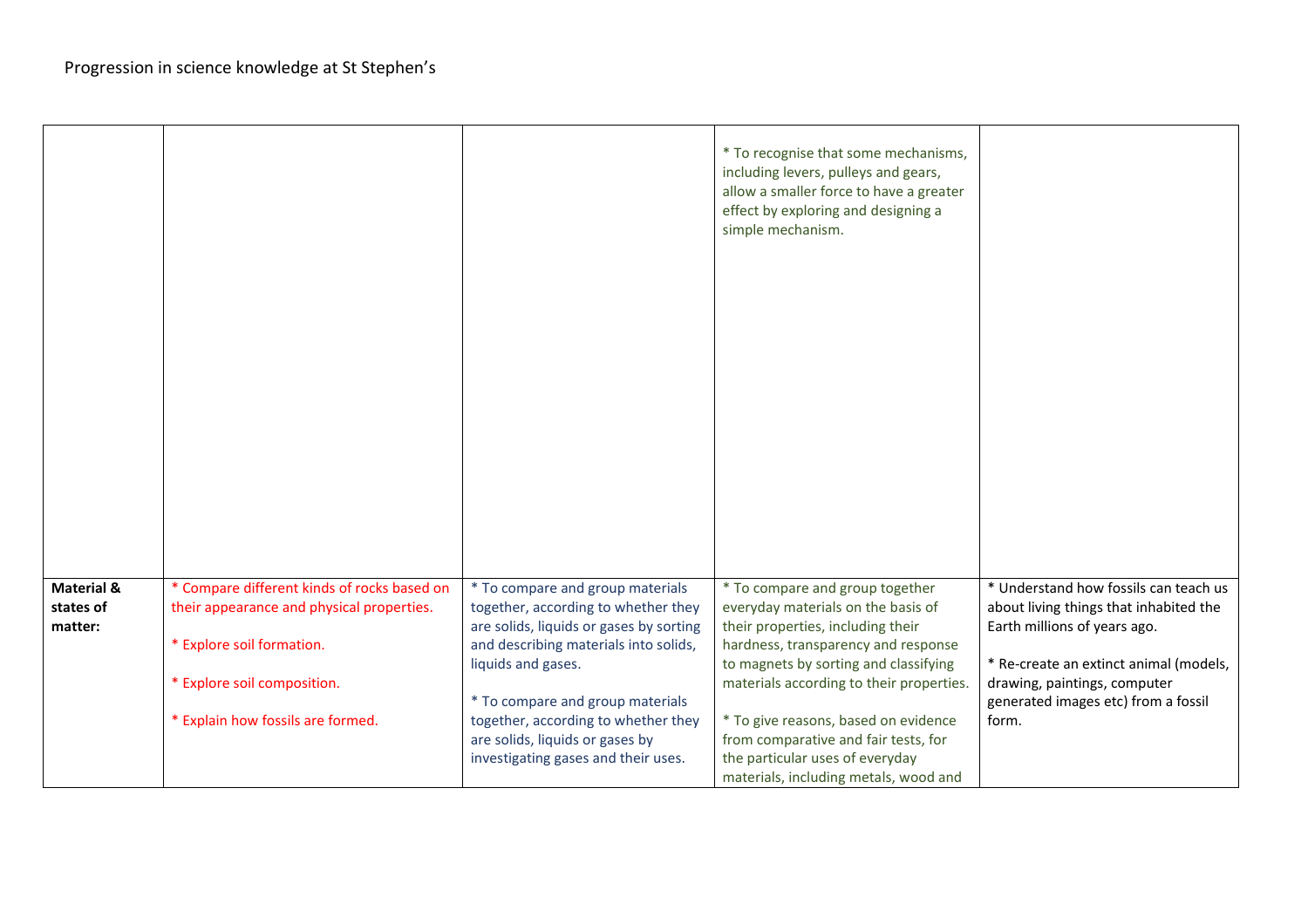Progression in science knowledge at St Stephen's

|  |  |  |  |  |
|---|---|---|---|---|
|  |  |  | * To recognise that some mechanisms, including levers, pulleys and gears, allow a smaller force to have a greater effect by exploring and designing a simple mechanism. |  |
| **Material & states of matter:** | * Compare different kinds of rocks based on their appearance and physical properties.<br><br>* Explore soil formation.<br><br>* Explore soil composition.<br><br>* Explain how fossils are formed. | * To compare and group materials together, according to whether they are solids, liquids or gases by sorting and describing materials into solids, liquids and gases.<br><br>* To compare and group materials together, according to whether they are solids, liquids or gases by investigating gases and their uses. | * To compare and group together everyday materials on the basis of their properties, including their hardness, transparency and response to magnets by sorting and classifying materials according to their properties.<br><br>* To give reasons, based on evidence from comparative and fair tests, for the particular uses of everyday materials, including metals, wood and | * Understand how fossils can teach us about living things that inhabited the Earth millions of years ago.<br><br>* Re-create an extinct animal (models, drawing, paintings, computer generated images etc) from a fossil form. |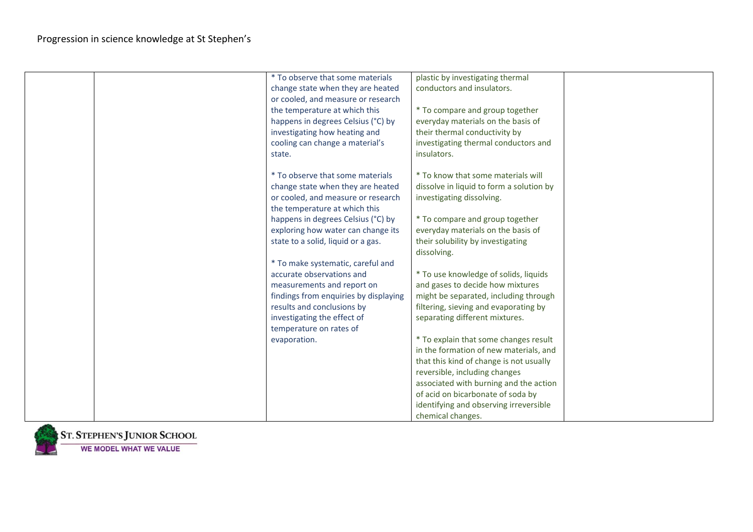Progression in science knowledge at St Stephen's

| | | | | |
|---|---|---|---|---|
| | | * To observe that some materials change state when they are heated or cooled, and measure or research the temperature at which this happens in degrees Celsius (°C) by investigating how heating and cooling can change a material's state.<br><br>* To observe that some materials change state when they are heated or cooled, and measure or research the temperature at which this happens in degrees Celsius (°C) by exploring how water can change its state to a solid, liquid or a gas.<br><br>* To make systematic, careful and accurate observations and measurements and report on findings from enquiries by displaying results and conclusions by investigating the effect of temperature on rates of evaporation. | plastic by investigating thermal conductors and insulators.<br><br>* To compare and group together everyday materials on the basis of their thermal conductivity by investigating thermal conductors and insulators.<br><br>* To know that some materials will dissolve in liquid to form a solution by investigating dissolving.<br><br>* To compare and group together everyday materials on the basis of their solubility by investigating dissolving.<br><br>* To use knowledge of solids, liquids and gases to decide how mixtures might be separated, including through filtering, sieving and evaporating by separating different mixtures.<br><br>* To explain that some changes result in the formation of new materials, and that this kind of change is not usually reversible, including changes associated with burning and the action of acid on bicarbonate of soda by identifying and observing irreversible chemical changes. | |

ST. STEPHEN'S JUNIOR SCHOOL
WE MODEL WHAT WE VALUE